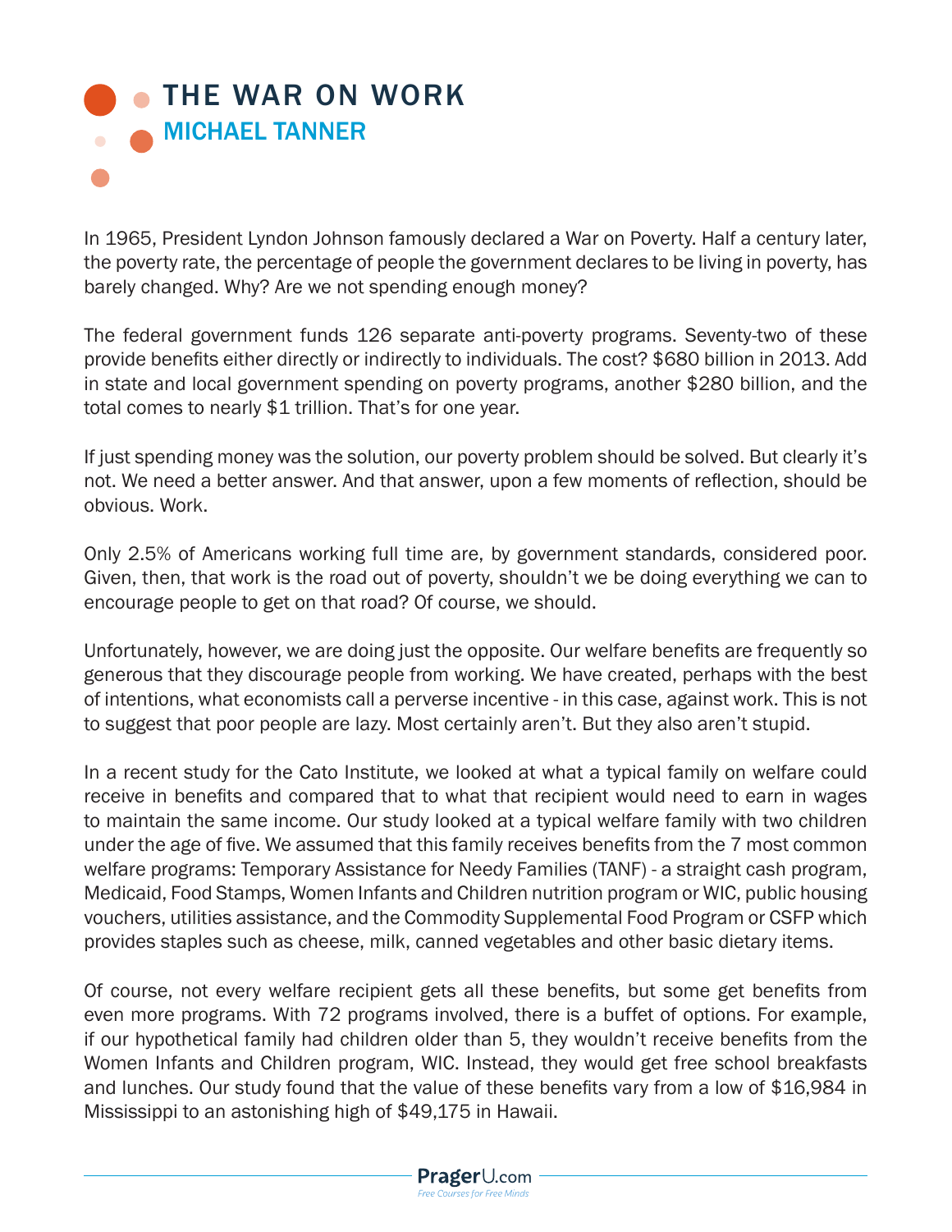# THE WAR ON WORK

## MICHAEL TANNER

In 1965, President Lyndon Johnson famously declared a War on Poverty. Half a century later, the poverty rate, the percentage of people the government declares to be living in poverty, has barely changed. Why? Are we not spending enough money?

The federal government funds 126 separate anti-poverty programs. Seventy-two of these provide benefits either directly or indirectly to individuals. The cost? $680 billion in 2013. Add in state and local government spending on poverty programs, another $280 billion, and the total comes to nearly $1 trillion. That's for one year.

If just spending money was the solution, our poverty problem should be solved. But clearly it's not. We need a better answer. And that answer, upon a few moments of reflection, should be obvious. Work.

Only 2.5% of Americans working full time are, by government standards, considered poor. Given, then, that work is the road out of poverty, shouldn't we be doing everything we can to encourage people to get on that road? Of course, we should.

Unfortunately, however, we are doing just the opposite. Our welfare benefits are frequently so generous that they discourage people from working. We have created, perhaps with the best of intentions, what economists call a perverse incentive - in this case, against work. This is not to suggest that poor people are lazy. Most certainly aren't. But they also aren't stupid.

In a recent study for the Cato Institute, we looked at what a typical family on welfare could receive in benefits and compared that to what that recipient would need to earn in wages to maintain the same income. Our study looked at a typical welfare family with two children under the age of five. We assumed that this family receives benefits from the 7 most common welfare programs: Temporary Assistance for Needy Families (TANF) - a straight cash program, Medicaid, Food Stamps, Women Infants and Children nutrition program or WIC, public housing vouchers, utilities assistance, and the Commodity Supplemental Food Program or CSFP which provides staples such as cheese, milk, canned vegetables and other basic dietary items.

Of course, not every welfare recipient gets all these benefits, but some get benefits from even more programs. With 72 programs involved, there is a buffet of options. For example, if our hypothetical family had children older than 5, they wouldn't receive benefits from the Women Infants and Children program, WIC. Instead, they would get free school breakfasts and lunches. Our study found that the value of these benefits vary from a low of $16,984 in Mississippi to an astonishing high of $49,175 in Hawaii.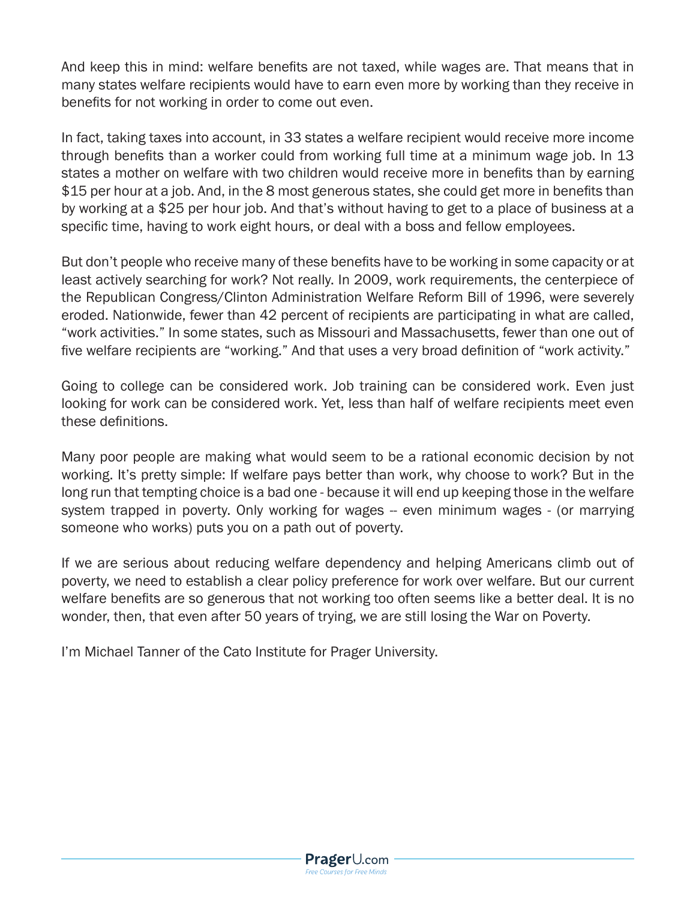And keep this in mind: welfare benefits are not taxed, while wages are. That means that in many states welfare recipients would have to earn even more by working than they receive in benefits for not working in order to come out even.

In fact, taking taxes into account, in 33 states a welfare recipient would receive more income through benefits than a worker could from working full time at a minimum wage job. In 13 states a mother on welfare with two children would receive more in benefits than by earning $15 per hour at a job. And, in the 8 most generous states, she could get more in benefits than by working at a $25 per hour job. And that's without having to get to a place of business at a specific time, having to work eight hours, or deal with a boss and fellow employees.

But don't people who receive many of these benefits have to be working in some capacity or at least actively searching for work? Not really. In 2009, work requirements, the centerpiece of the Republican Congress/Clinton Administration Welfare Reform Bill of 1996, were severely eroded. Nationwide, fewer than 42 percent of recipients are participating in what are called, "work activities." In some states, such as Missouri and Massachusetts, fewer than one out of five welfare recipients are "working." And that uses a very broad definition of "work activity."

Going to college can be considered work. Job training can be considered work. Even just looking for work can be considered work. Yet, less than half of welfare recipients meet even these definitions.

Many poor people are making what would seem to be a rational economic decision by not working. It's pretty simple: If welfare pays better than work, why choose to work? But in the long run that tempting choice is a bad one - because it will end up keeping those in the welfare system trapped in poverty. Only working for wages -- even minimum wages - (or marrying someone who works) puts you on a path out of poverty.

If we are serious about reducing welfare dependency and helping Americans climb out of poverty, we need to establish a clear policy preference for work over welfare. But our current welfare benefits are so generous that not working too often seems like a better deal. It is no wonder, then, that even after 50 years of trying, we are still losing the War on Poverty.

I'm Michael Tanner of the Cato Institute for Prager University.